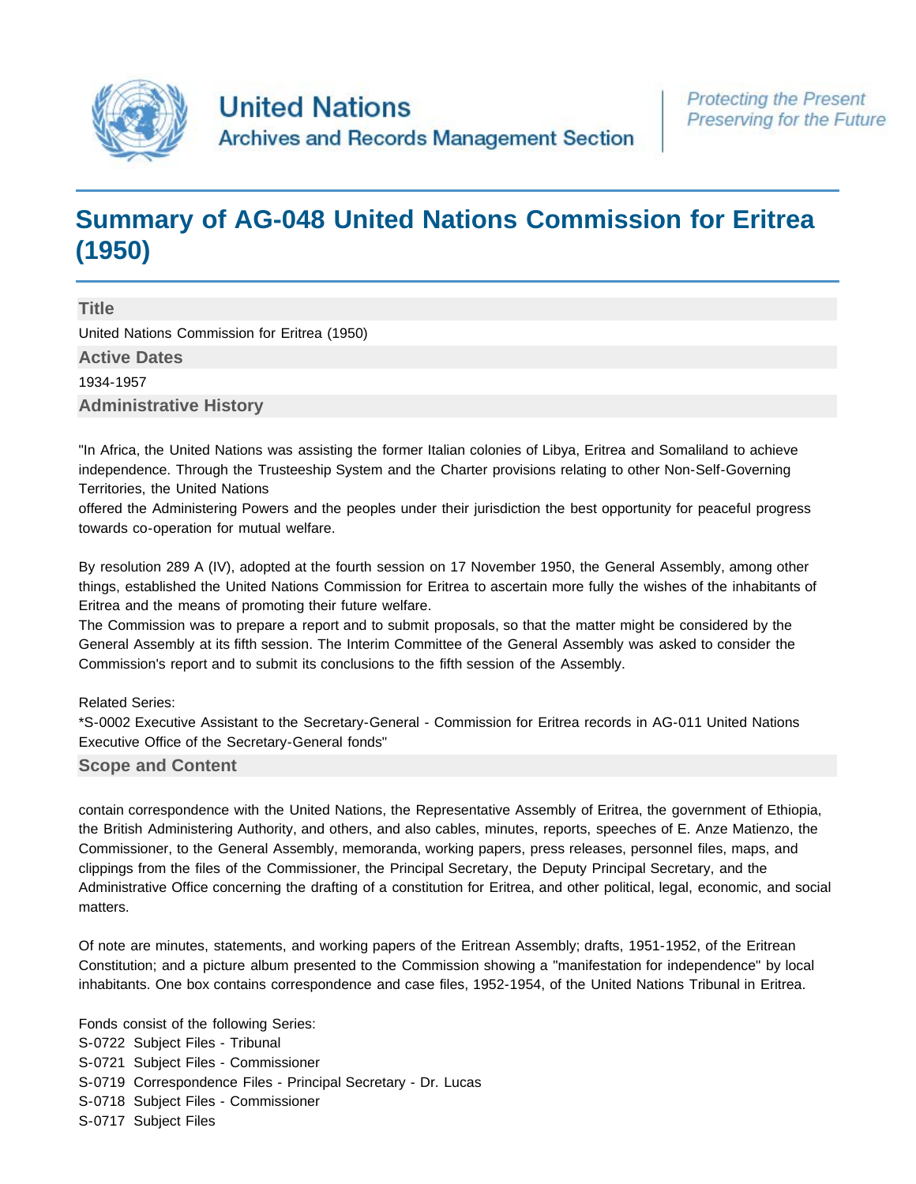United Nations
Archives and Records Management Section

*Protecting the Present*
*Preserving for the Future*

# Summary of AG-048 United Nations Commission for Eritrea (1950)

## Title

United Nations Commission for Eritrea (1950)

## Active Dates

1934-1957

## Administrative History

"In Africa, the United Nations was assisting the former Italian colonies of Libya, Eritrea and Somaliland to achieve independence. Through the Trusteeship System and the Charter provisions relating to other Non-Self-Governing Territories, the United Nations
offered the Administering Powers and the peoples under their jurisdiction the best opportunity for peaceful progress towards co-operation for mutual welfare.

By resolution 289 A (IV), adopted at the fourth session on 17 November 1950, the General Assembly, among other things, established the United Nations Commission for Eritrea to ascertain more fully the wishes of the inhabitants of Eritrea and the means of promoting their future welfare.
The Commission was to prepare a report and to submit proposals, so that the matter might be considered by the General Assembly at its fifth session. The Interim Committee of the General Assembly was asked to consider the Commission's report and to submit its conclusions to the fifth session of the Assembly.

Related Series:
*S-0002 Executive Assistant to the Secretary-General - Commission for Eritrea records in AG-011 United Nations Executive Office of the Secretary-General fonds"

## Scope and Content

contain correspondence with the United Nations, the Representative Assembly of Eritrea, the government of Ethiopia, the British Administering Authority, and others, and also cables, minutes, reports, speeches of E. Anze Matienzo, the Commissioner, to the General Assembly, memoranda, working papers, press releases, personnel files, maps, and clippings from the files of the Commissioner, the Principal Secretary, the Deputy Principal Secretary, and the Administrative Office concerning the drafting of a constitution for Eritrea, and other political, legal, economic, and social matters.

Of note are minutes, statements, and working papers of the Eritrean Assembly; drafts, 1951-1952, of the Eritrean Constitution; and a picture album presented to the Commission showing a "manifestation for independence" by local inhabitants. One box contains correspondence and case files, 1952-1954, of the United Nations Tribunal in Eritrea.

Fonds consist of the following Series:
S-0722 Subject Files - Tribunal
S-0721 Subject Files - Commissioner
S-0719 Correspondence Files - Principal Secretary - Dr. Lucas
S-0718 Subject Files - Commissioner
S-0717 Subject Files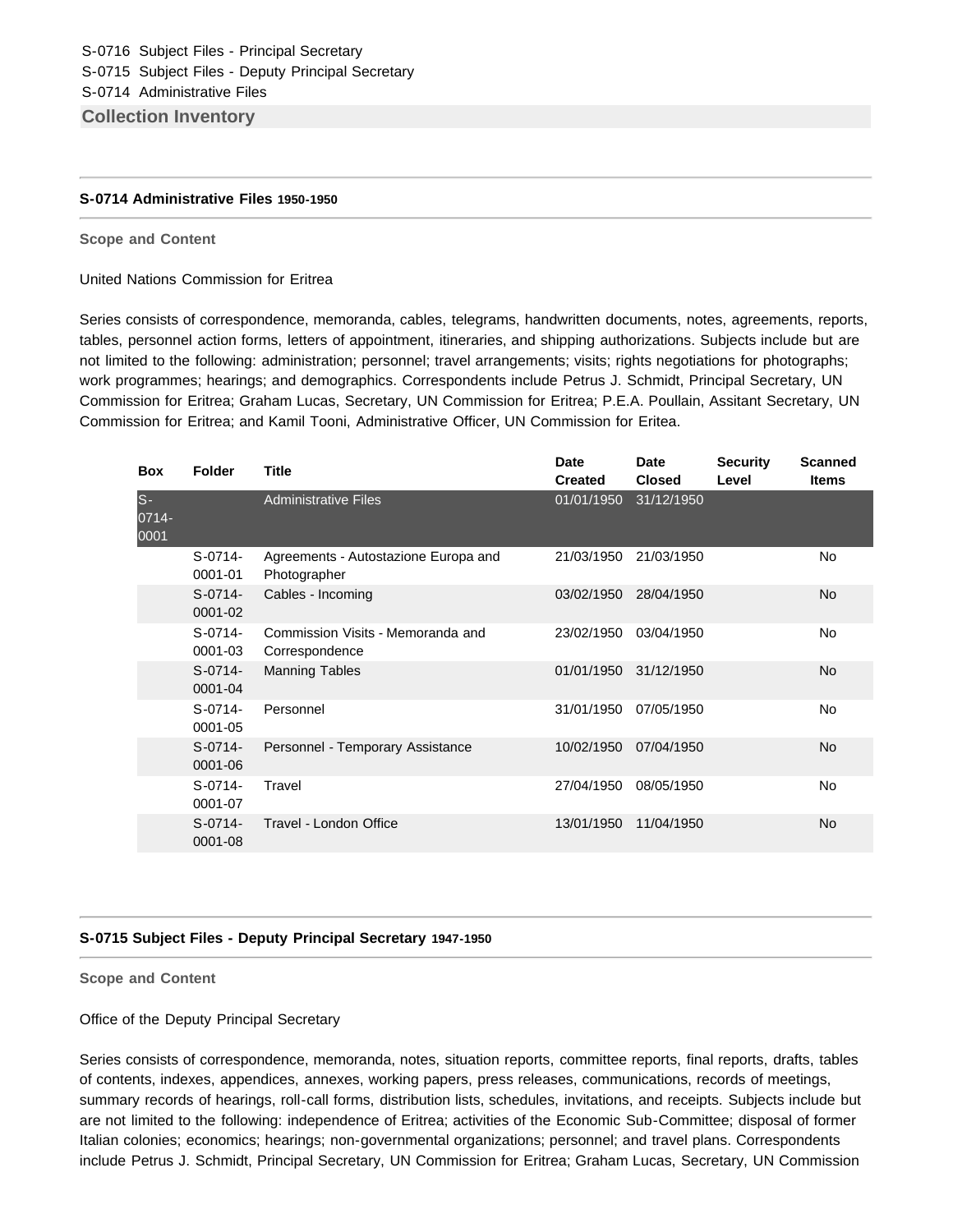S-0716 Subject Files - Principal Secretary
S-0715 Subject Files - Deputy Principal Secretary
S-0714 Administrative Files

## Collection Inventory

### S-0714 Administrative Files 1950-1950

**Scope and Content**

United Nations Commission for Eritrea

Series consists of correspondence, memoranda, cables, telegrams, handwritten documents, notes, agreements, reports, tables, personnel action forms, letters of appointment, itineraries, and shipping authorizations. Subjects include but are not limited to the following: administration; personnel; travel arrangements; visits; rights negotiations for photographs; work programmes; hearings; and demographics. Correspondents include Petrus J. Schmidt, Principal Secretary, UN Commission for Eritrea; Graham Lucas, Secretary, UN Commission for Eritrea; P.E.A. Poullain, Assitant Secretary, UN Commission for Eritrea; and Kamil Tooni, Administrative Officer, UN Commission for Eritea.

| Box | Folder | Title | Date Created | Date Closed | Security Level | Scanned Items |
|---|---|---|---|---|---|---|
| S-0714-0001 | | Administrative Files | 01/01/1950 | 31/12/1950 | | |
| | S-0714-0001-01 | Agreements - Autostazione Europa and Photographer | 21/03/1950 | 21/03/1950 | | No |
| | S-0714-0001-02 | Cables - Incoming | 03/02/1950 | 28/04/1950 | | No |
| | S-0714-0001-03 | Commission Visits - Memoranda and Correspondence | 23/02/1950 | 03/04/1950 | | No |
| | S-0714-0001-04 | Manning Tables | 01/01/1950 | 31/12/1950 | | No |
| | S-0714-0001-05 | Personnel | 31/01/1950 | 07/05/1950 | | No |
| | S-0714-0001-06 | Personnel - Temporary Assistance | 10/02/1950 | 07/04/1950 | | No |
| | S-0714-0001-07 | Travel | 27/04/1950 | 08/05/1950 | | No |
| | S-0714-0001-08 | Travel - London Office | 13/01/1950 | 11/04/1950 | | No |

### S-0715 Subject Files - Deputy Principal Secretary 1947-1950

**Scope and Content**

Office of the Deputy Principal Secretary

Series consists of correspondence, memoranda, notes, situation reports, committee reports, final reports, drafts, tables of contents, indexes, appendices, annexes, working papers, press releases, communications, records of meetings, summary records of hearings, roll-call forms, distribution lists, schedules, invitations, and receipts. Subjects include but are not limited to the following: independence of Eritrea; activities of the Economic Sub-Committee; disposal of former Italian colonies; economics; hearings; non-governmental organizations; personnel; and travel plans. Correspondents include Petrus J. Schmidt, Principal Secretary, UN Commission for Eritrea; Graham Lucas, Secretary, UN Commission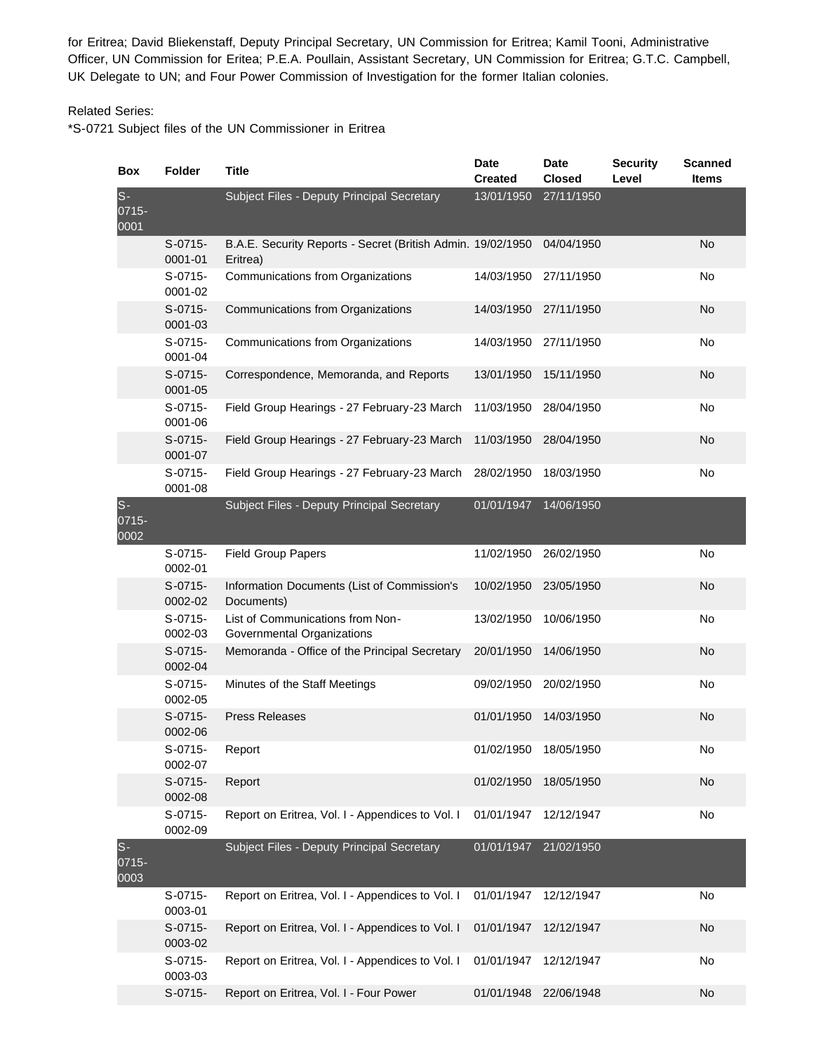for Eritrea; David Bliekenstaff, Deputy Principal Secretary, UN Commission for Eritrea; Kamil Tooni, Administrative Officer, UN Commission for Eritea; P.E.A. Poullain, Assistant Secretary, UN Commission for Eritrea; G.T.C. Campbell, UK Delegate to UN; and Four Power Commission of Investigation for the former Italian colonies.

Related Series:
*S-0721 Subject files of the UN Commissioner in Eritrea

| Box | Folder | Title | Date Created | Date Closed | Security Level | Scanned Items |
|---|---|---|---|---|---|---|
| S-0715-0001 | | Subject Files - Deputy Principal Secretary | 13/01/1950 | 27/11/1950 | | |
| | S-0715-0001-01 | B.A.E. Security Reports - Secret (British Admin. Eritrea) | 19/02/1950 | 04/04/1950 | | No |
| | S-0715-0001-02 | Communications from Organizations | 14/03/1950 | 27/11/1950 | | No |
| | S-0715-0001-03 | Communications from Organizations | 14/03/1950 | 27/11/1950 | | No |
| | S-0715-0001-04 | Communications from Organizations | 14/03/1950 | 27/11/1950 | | No |
| | S-0715-0001-05 | Correspondence, Memoranda, and Reports | 13/01/1950 | 15/11/1950 | | No |
| | S-0715-0001-06 | Field Group Hearings - 27 February-23 March | 11/03/1950 | 28/04/1950 | | No |
| | S-0715-0001-07 | Field Group Hearings - 27 February-23 March | 11/03/1950 | 28/04/1950 | | No |
| | S-0715-0001-08 | Field Group Hearings - 27 February-23 March | 28/02/1950 | 18/03/1950 | | No |
| S-0715-0002 | | Subject Files - Deputy Principal Secretary | 01/01/1947 | 14/06/1950 | | |
| | S-0715-0002-01 | Field Group Papers | 11/02/1950 | 26/02/1950 | | No |
| | S-0715-0002-02 | Information Documents (List of Commission's Documents) | 10/02/1950 | 23/05/1950 | | No |
| | S-0715-0002-03 | List of Communications from Non-Governmental Organizations | 13/02/1950 | 10/06/1950 | | No |
| | S-0715-0002-04 | Memoranda - Office of the Principal Secretary | 20/01/1950 | 14/06/1950 | | No |
| | S-0715-0002-05 | Minutes of the Staff Meetings | 09/02/1950 | 20/02/1950 | | No |
| | S-0715-0002-06 | Press Releases | 01/01/1950 | 14/03/1950 | | No |
| | S-0715-0002-07 | Report | 01/02/1950 | 18/05/1950 | | No |
| | S-0715-0002-08 | Report | 01/02/1950 | 18/05/1950 | | No |
| | S-0715-0002-09 | Report on Eritrea, Vol. I - Appendices to Vol. I | 01/01/1947 | 12/12/1947 | | No |
| S-0715-0003 | | Subject Files - Deputy Principal Secretary | 01/01/1947 | 21/02/1950 | | |
| | S-0715-0003-01 | Report on Eritrea, Vol. I - Appendices to Vol. I | 01/01/1947 | 12/12/1947 | | No |
| | S-0715-0003-02 | Report on Eritrea, Vol. I - Appendices to Vol. I | 01/01/1947 | 12/12/1947 | | No |
| | S-0715-0003-03 | Report on Eritrea, Vol. I - Appendices to Vol. I | 01/01/1947 | 12/12/1947 | | No |
| | S-0715- | Report on Eritrea, Vol. I - Four Power | 01/01/1948 | 22/06/1948 | | No |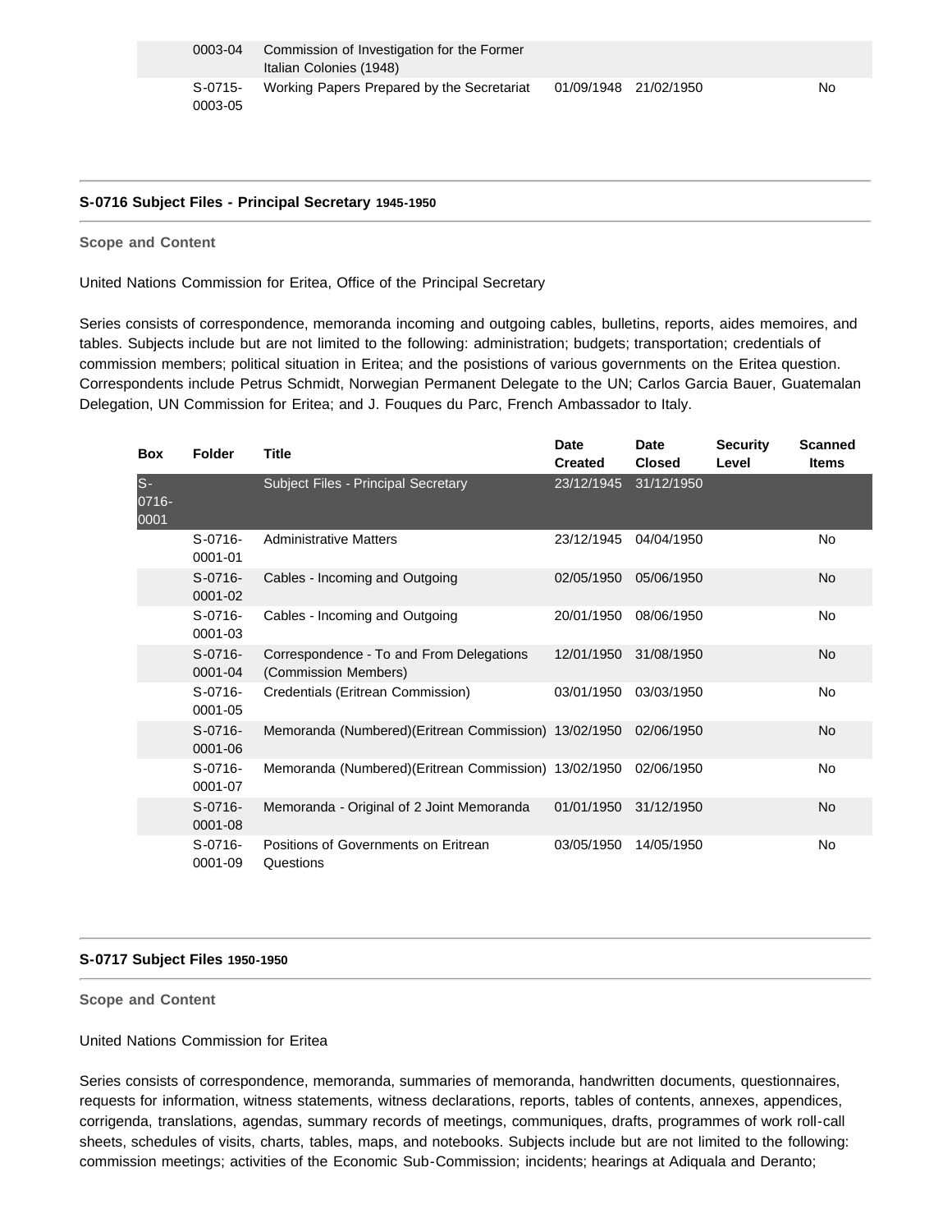| Box | Folder | Title | Date Created | Date Closed | Security Level | Scanned Items |
|---|---|---|---|---|---|---|
| | 0003-04 | Commission of Investigation for the Former Italian Colonies (1948) | | | | |
| | S-0715-0003-05 | Working Papers Prepared by the Secretariat | 01/09/1948 | 21/02/1950 | | No |

## S-0716 Subject Files - Principal Secretary 1945-1950

**Scope and Content**

United Nations Commission for Eritea, Office of the Principal Secretary

Series consists of correspondence, memoranda incoming and outgoing cables, bulletins, reports, aides memoires, and tables. Subjects include but are not limited to the following: administration; budgets; transportation; credentials of commission members; political situation in Eritea; and the posistions of various governments on the Eritea question. Correspondents include Petrus Schmidt, Norwegian Permanent Delegate to the UN; Carlos Garcia Bauer, Guatemalan Delegation, UN Commission for Eritea; and J. Fouques du Parc, French Ambassador to Italy.

| Box | Folder | Title | Date Created | Date Closed | Security Level | Scanned Items |
|---|---|---|---|---|---|---|
| S-0716-0001 | | Subject Files - Principal Secretary | 23/12/1945 | 31/12/1950 | | |
| | S-0716-0001-01 | Administrative Matters | 23/12/1945 | 04/04/1950 | | No |
| | S-0716-0001-02 | Cables - Incoming and Outgoing | 02/05/1950 | 05/06/1950 | | No |
| | S-0716-0001-03 | Cables - Incoming and Outgoing | 20/01/1950 | 08/06/1950 | | No |
| | S-0716-0001-04 | Correspondence - To and From Delegations (Commission Members) | 12/01/1950 | 31/08/1950 | | No |
| | S-0716-0001-05 | Credentials (Eritrean Commission) | 03/01/1950 | 03/03/1950 | | No |
| | S-0716-0001-06 | Memoranda (Numbered)(Eritrean Commission) | 13/02/1950 | 02/06/1950 | | No |
| | S-0716-0001-07 | Memoranda (Numbered)(Eritrean Commission) | 13/02/1950 | 02/06/1950 | | No |
| | S-0716-0001-08 | Memoranda - Original of 2 Joint Memoranda | 01/01/1950 | 31/12/1950 | | No |
| | S-0716-0001-09 | Positions of Governments on Eritrean Questions | 03/05/1950 | 14/05/1950 | | No |

## S-0717 Subject Files 1950-1950

**Scope and Content**

United Nations Commission for Eritea

Series consists of correspondence, memoranda, summaries of memoranda, handwritten documents, questionnaires, requests for information, witness statements, witness declarations, reports, tables of contents, annexes, appendices, corrigenda, translations, agendas, summary records of meetings, communiques, drafts, programmes of work roll-call sheets, schedules of visits, charts, tables, maps, and notebooks. Subjects include but are not limited to the following: commission meetings; activities of the Economic Sub-Commission; incidents; hearings at Adiquala and Deranto;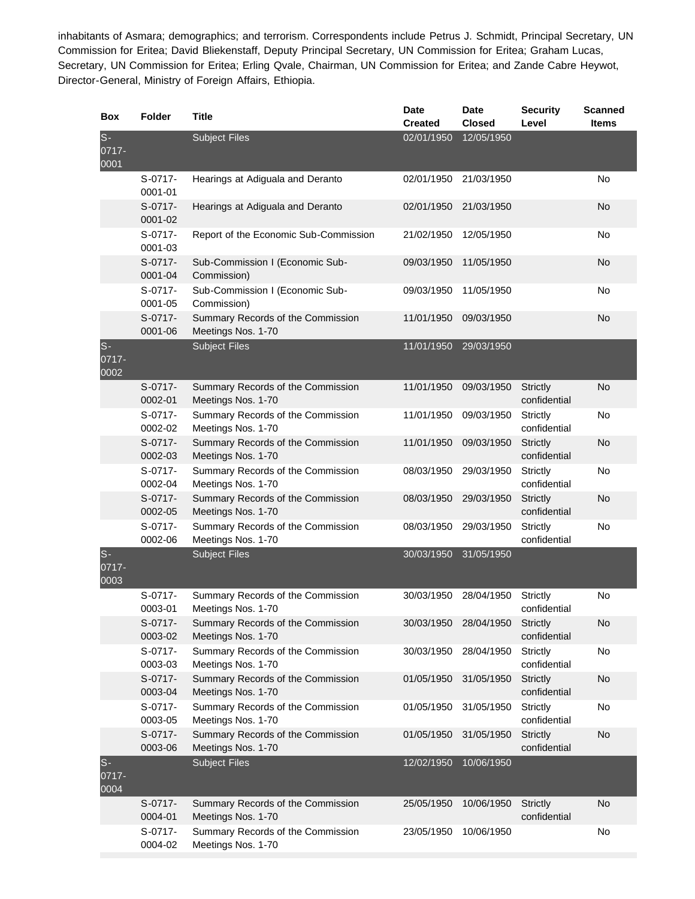inhabitants of Asmara; demographics; and terrorism. Correspondents include Petrus J. Schmidt, Principal Secretary, UN Commission for Eritea; David Bliekenstaff, Deputy Principal Secretary, UN Commission for Eritea; Graham Lucas, Secretary, UN Commission for Eritea; Erling Qvale, Chairman, UN Commission for Eritea; and Zande Cabre Heywot, Director-General, Ministry of Foreign Affairs, Ethiopia.

| Box | Folder | Title | Date Created | Date Closed | Security Level | Scanned Items |
|---|---|---|---|---|---|---|
| S-0717-0001 | | Subject Files | 02/01/1950 | 12/05/1950 | | |
| | S-0717-0001-01 | Hearings at Adiguala and Deranto | 02/01/1950 | 21/03/1950 | | No |
| | S-0717-0001-02 | Hearings at Adiguala and Deranto | 02/01/1950 | 21/03/1950 | | No |
| | S-0717-0001-03 | Report of the Economic Sub-Commission | 21/02/1950 | 12/05/1950 | | No |
| | S-0717-0001-04 | Sub-Commission I (Economic Sub-Commission) | 09/03/1950 | 11/05/1950 | | No |
| | S-0717-0001-05 | Sub-Commission I (Economic Sub-Commission) | 09/03/1950 | 11/05/1950 | | No |
| | S-0717-0001-06 | Summary Records of the Commission Meetings Nos. 1-70 | 11/01/1950 | 09/03/1950 | | No |
| S-0717-0002 | | Subject Files | 11/01/1950 | 29/03/1950 | | |
| | S-0717-0002-01 | Summary Records of the Commission Meetings Nos. 1-70 | 11/01/1950 | 09/03/1950 | Strictly confidential | No |
| | S-0717-0002-02 | Summary Records of the Commission Meetings Nos. 1-70 | 11/01/1950 | 09/03/1950 | Strictly confidential | No |
| | S-0717-0002-03 | Summary Records of the Commission Meetings Nos. 1-70 | 11/01/1950 | 09/03/1950 | Strictly confidential | No |
| | S-0717-0002-04 | Summary Records of the Commission Meetings Nos. 1-70 | 08/03/1950 | 29/03/1950 | Strictly confidential | No |
| | S-0717-0002-05 | Summary Records of the Commission Meetings Nos. 1-70 | 08/03/1950 | 29/03/1950 | Strictly confidential | No |
| | S-0717-0002-06 | Summary Records of the Commission Meetings Nos. 1-70 | 08/03/1950 | 29/03/1950 | Strictly confidential | No |
| S-0717-0003 | | Subject Files | 30/03/1950 | 31/05/1950 | | |
| | S-0717-0003-01 | Summary Records of the Commission Meetings Nos. 1-70 | 30/03/1950 | 28/04/1950 | Strictly confidential | No |
| | S-0717-0003-02 | Summary Records of the Commission Meetings Nos. 1-70 | 30/03/1950 | 28/04/1950 | Strictly confidential | No |
| | S-0717-0003-03 | Summary Records of the Commission Meetings Nos. 1-70 | 30/03/1950 | 28/04/1950 | Strictly confidential | No |
| | S-0717-0003-04 | Summary Records of the Commission Meetings Nos. 1-70 | 01/05/1950 | 31/05/1950 | Strictly confidential | No |
| | S-0717-0003-05 | Summary Records of the Commission Meetings Nos. 1-70 | 01/05/1950 | 31/05/1950 | Strictly confidential | No |
| | S-0717-0003-06 | Summary Records of the Commission Meetings Nos. 1-70 | 01/05/1950 | 31/05/1950 | Strictly confidential | No |
| S-0717-0004 | | Subject Files | 12/02/1950 | 10/06/1950 | | |
| | S-0717-0004-01 | Summary Records of the Commission Meetings Nos. 1-70 | 25/05/1950 | 10/06/1950 | Strictly confidential | No |
| | S-0717-0004-02 | Summary Records of the Commission Meetings Nos. 1-70 | 23/05/1950 | 10/06/1950 | | No |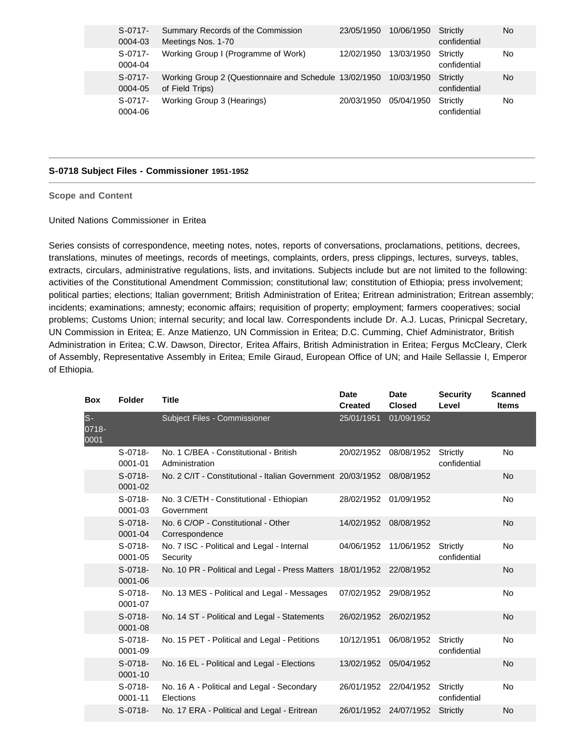| Box | Folder | Title | Date Created | Date Closed | Security Level | Scanned Items |
|---|---|---|---|---|---|---|
| | S-0717-0004-03 | Summary Records of the Commission Meetings Nos. 1-70 | 23/05/1950 | 10/06/1950 | Strictly confidential | No |
| | S-0717-0004-04 | Working Group I (Programme of Work) | 12/02/1950 | 13/03/1950 | Strictly confidential | No |
| | S-0717-0004-05 | Working Group 2 (Questionnaire and Schedule of Field Trips) | 13/02/1950 | 10/03/1950 | Strictly confidential | No |
| | S-0717-0004-06 | Working Group 3 (Hearings) | 20/03/1950 | 05/04/1950 | Strictly confidential | No |

## S-0718 Subject Files - Commissioner 1951-1952

**Scope and Content**

United Nations Commissioner in Eritea

Series consists of correspondence, meeting notes, notes, reports of conversations, proclamations, petitions, decrees, translations, minutes of meetings, records of meetings, complaints, orders, press clippings, lectures, surveys, tables, extracts, circulars, administrative regulations, lists, and invitations. Subjects include but are not limited to the following: activities of the Constitutional Amendment Commission; constitutional law; constitution of Ethiopia; press involvement; political parties; elections; Italian government; British Administration of Eritea; Eritrean administration; Eritrean assembly; incidents; examinations; amnesty; economic affairs; requisition of property; employment; farmers cooperatives; social problems; Customs Union; internal security; and local law. Correspondents include Dr. A.J. Lucas, Prinicpal Secretary, UN Commission in Eritea; E. Anze Matienzo, UN Commission in Eritea; D.C. Cumming, Chief Administrator, British Administration in Eritea; C.W. Dawson, Director, Eritea Affairs, British Administration in Eritea; Fergus McCleary, Clerk of Assembly, Representative Assembly in Eritea; Emile Giraud, European Office of UN; and Haile Sellassie I, Emperor of Ethiopia.

| Box | Folder | Title | Date Created | Date Closed | Security Level | Scanned Items |
|---|---|---|---|---|---|---|
| S-0718-0001 | | Subject Files - Commissioner | 25/01/1951 | 01/09/1952 | | |
| | S-0718-0001-01 | No. 1 C/BEA - Constitutional - British Administration | 20/02/1952 | 08/08/1952 | Strictly confidential | No |
| | S-0718-0001-02 | No. 2 C/IT - Constitutional - Italian Government | 20/03/1952 | 08/08/1952 | | No |
| | S-0718-0001-03 | No. 3 C/ETH - Constitutional - Ethiopian Government | 28/02/1952 | 01/09/1952 | | No |
| | S-0718-0001-04 | No. 6 C/OP - Constitutional - Other Correspondence | 14/02/1952 | 08/08/1952 | | No |
| | S-0718-0001-05 | No. 7 ISC - Political and Legal - Internal Security | 04/06/1952 | 11/06/1952 | Strictly confidential | No |
| | S-0718-0001-06 | No. 10 PR - Political and Legal - Press Matters | 18/01/1952 | 22/08/1952 | | No |
| | S-0718-0001-07 | No. 13 MES - Political and Legal - Messages | 07/02/1952 | 29/08/1952 | | No |
| | S-0718-0001-08 | No. 14 ST - Political and Legal - Statements | 26/02/1952 | 26/02/1952 | | No |
| | S-0718-0001-09 | No. 15 PET - Political and Legal - Petitions | 10/12/1951 | 06/08/1952 | Strictly confidential | No |
| | S-0718-0001-10 | No. 16 EL - Political and Legal - Elections | 13/02/1952 | 05/04/1952 | | No |
| | S-0718-0001-11 | No. 16 A - Political and Legal - Secondary Elections | 26/01/1952 | 22/04/1952 | Strictly confidential | No |
| | S-0718- | No. 17 ERA - Political and Legal - Eritrean | 26/01/1952 | 24/07/1952 | Strictly | No |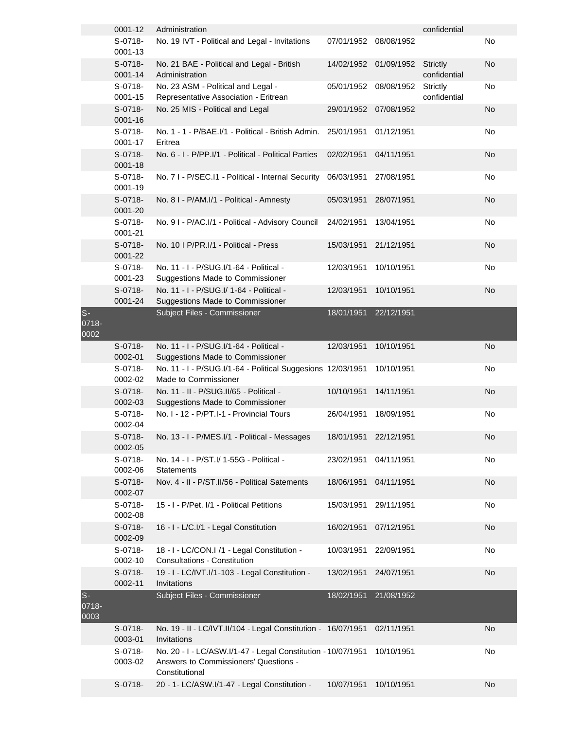| | | | | | | |
|---|---|---|---|---|---|---|
| | 0001-12 | Administration | | | confidential | |
| | S-0718-0001-13 | No. 19 IVT - Political and Legal - Invitations | 07/01/1952 | 08/08/1952 | | No |
| | S-0718-0001-14 | No. 21 BAE - Political and Legal - British Administration | 14/02/1952 | 01/09/1952 | Strictly confidential | No |
| | S-0718-0001-15 | No. 23 ASM - Political and Legal - Representative Association - Eritrean | 05/01/1952 | 08/08/1952 | Strictly confidential | No |
| | S-0718-0001-16 | No. 25 MIS - Political and Legal | 29/01/1952 | 07/08/1952 | | No |
| | S-0718-0001-17 | No. 1 - 1 - P/BAE.I/1 - Political - British Admin. Eritrea | 25/01/1951 | 01/12/1951 | | No |
| | S-0718-0001-18 | No. 6 - I - P/PP.I/1 - Political - Political Parties | 02/02/1951 | 04/11/1951 | | No |
| | S-0718-0001-19 | No. 7 I - P/SEC.I1 - Political - Internal Security | 06/03/1951 | 27/08/1951 | | No |
| | S-0718-0001-20 | No. 8 I - P/AM.I/1 - Political - Amnesty | 05/03/1951 | 28/07/1951 | | No |
| | S-0718-0001-21 | No. 9 I - P/AC.I/1 - Political - Advisory Council | 24/02/1951 | 13/04/1951 | | No |
| | S-0718-0001-22 | No. 10 I P/PR.I/1 - Political - Press | 15/03/1951 | 21/12/1951 | | No |
| | S-0718-0001-23 | No. 11 - I - P/SUG.I/1-64 - Political - Suggestions Made to Commissioner | 12/03/1951 | 10/10/1951 | | No |
| | S-0718-0001-24 | No. 11 - I - P/SUG.I/ 1-64 - Political - Suggestions Made to Commissioner | 12/03/1951 | 10/10/1951 | | No |
| S-0718-0002 | | Subject Files - Commissioner | 18/01/1951 | 22/12/1951 | | |
| | S-0718-0002-01 | No. 11 - I - P/SUG.I/1-64 - Political - Suggestions Made to Commissioner | 12/03/1951 | 10/10/1951 | | No |
| | S-0718-0002-02 | No. 11 - I - P/SUG.I/1-64 - Political Suggesions Made to Commissioner | 12/03/1951 | 10/10/1951 | | No |
| | S-0718-0002-03 | No. 11 - II - P/SUG.II/65 - Political - Suggestions Made to Commissioner | 10/10/1951 | 14/11/1951 | | No |
| | S-0718-0002-04 | No. I - 12 - P/PT.I-1 - Provincial Tours | 26/04/1951 | 18/09/1951 | | No |
| | S-0718-0002-05 | No. 13 - I - P/MES.I/1 - Political - Messages | 18/01/1951 | 22/12/1951 | | No |
| | S-0718-0002-06 | No. 14 - I - P/ST.I/ 1-55G - Political - Statements | 23/02/1951 | 04/11/1951 | | No |
| | S-0718-0002-07 | Nov. 4 - II - P/ST.II/56 - Political Satements | 18/06/1951 | 04/11/1951 | | No |
| | S-0718-0002-08 | 15 - I - P/Pet. I/1 - Political Petitions | 15/03/1951 | 29/11/1951 | | No |
| | S-0718-0002-09 | 16 - I - L/C.I/1 - Legal Constitution | 16/02/1951 | 07/12/1951 | | No |
| | S-0718-0002-10 | 18 - I - LC/CON.I /1 - Legal Constitution - Consultations - Constitution | 10/03/1951 | 22/09/1951 | | No |
| | S-0718-0002-11 | 19 - I - LC/IVT.I/1-103 - Legal Constitution - Invitations | 13/02/1951 | 24/07/1951 | | No |
| S-0718-0003 | | Subject Files - Commissioner | 18/02/1951 | 21/08/1952 | | |
| | S-0718-0003-01 | No. 19 - II - LC/IVT.II/104 - Legal Constitution - Invitations | 16/07/1951 | 02/11/1951 | | No |
| | S-0718-0003-02 | No. 20 - I - LC/ASW.I/1-47 - Legal Constitution - Answers to Commissioners' Questions - Constitutional | 10/07/1951 | 10/10/1951 | | No |
| | S-0718- | 20 - 1- LC/ASW.I/1-47 - Legal Constitution - | 10/07/1951 | 10/10/1951 | | No |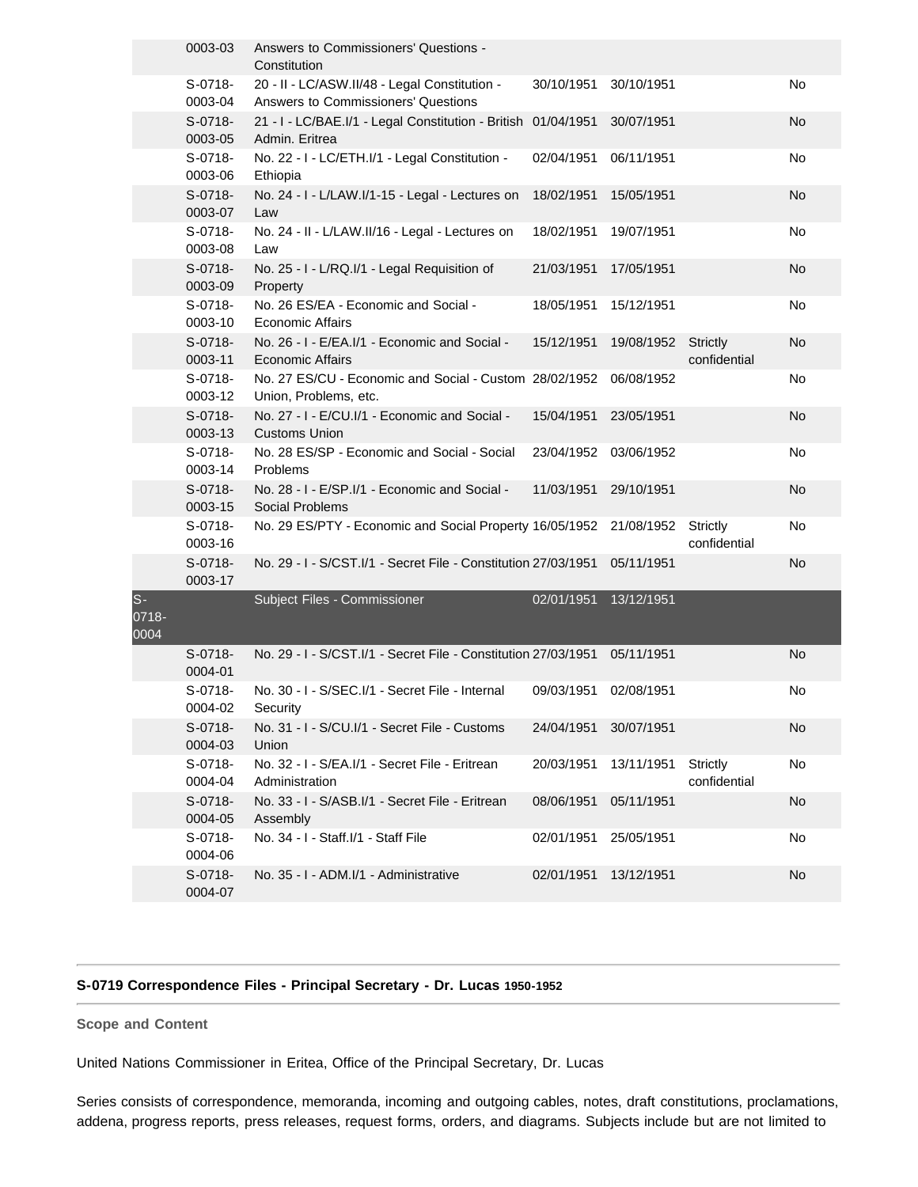| | | | | | | |
|---|---|---|---|---|---|---|
| | 0003-03 | Answers to Commissioners' Questions - Constitution | | | | |
| | S-0718-0003-04 | 20 - II - LC/ASW.II/48 - Legal Constitution - Answers to Commissioners' Questions | 30/10/1951 | 30/10/1951 | | No |
| | S-0718-0003-05 | 21 - I - LC/BAE.I/1 - Legal Constitution - British Admin. Eritrea | 01/04/1951 | 30/07/1951 | | No |
| | S-0718-0003-06 | No. 22 - I - LC/ETH.I/1 - Legal Constitution - Ethiopia | 02/04/1951 | 06/11/1951 | | No |
| | S-0718-0003-07 | No. 24 - I - L/LAW.I/1-15 - Legal - Lectures on Law | 18/02/1951 | 15/05/1951 | | No |
| | S-0718-0003-08 | No. 24 - II - L/LAW.II/16 - Legal - Lectures on Law | 18/02/1951 | 19/07/1951 | | No |
| | S-0718-0003-09 | No. 25 - I - L/RQ.I/1 - Legal Requisition of Property | 21/03/1951 | 17/05/1951 | | No |
| | S-0718-0003-10 | No. 26 ES/EA - Economic and Social - Economic Affairs | 18/05/1951 | 15/12/1951 | | No |
| | S-0718-0003-11 | No. 26 - I - E/EA.I/1 - Economic and Social - Economic Affairs | 15/12/1951 | 19/08/1952 | Strictly confidential | No |
| | S-0718-0003-12 | No. 27 ES/CU - Economic and Social - Custom Union, Problems, etc. | 28/02/1952 | 06/08/1952 | | No |
| | S-0718-0003-13 | No. 27 - I - E/CU.I/1 - Economic and Social - Customs Union | 15/04/1951 | 23/05/1951 | | No |
| | S-0718-0003-14 | No. 28 ES/SP - Economic and Social - Social Problems | 23/04/1952 | 03/06/1952 | | No |
| | S-0718-0003-15 | No. 28 - I - E/SP.I/1 - Economic and Social - Social Problems | 11/03/1951 | 29/10/1951 | | No |
| | S-0718-0003-16 | No. 29 ES/PTY - Economic and Social Property | 16/05/1952 | 21/08/1952 | Strictly confidential | No |
| | S-0718-0003-17 | No. 29 - I - S/CST.I/1 - Secret File - Constitution | 27/03/1951 | 05/11/1951 | | No |
| S-0718-0004 | | Subject Files - Commissioner | 02/01/1951 | 13/12/1951 | | |
| | S-0718-0004-01 | No. 29 - I - S/CST.I/1 - Secret File - Constitution | 27/03/1951 | 05/11/1951 | | No |
| | S-0718-0004-02 | No. 30 - I - S/SEC.I/1 - Secret File - Internal Security | 09/03/1951 | 02/08/1951 | | No |
| | S-0718-0004-03 | No. 31 - I - S/CU.I/1 - Secret File - Customs Union | 24/04/1951 | 30/07/1951 | | No |
| | S-0718-0004-04 | No. 32 - I - S/EA.I/1 - Secret File - Eritrean Administration | 20/03/1951 | 13/11/1951 | Strictly confidential | No |
| | S-0718-0004-05 | No. 33 - I - S/ASB.I/1 - Secret File - Eritrean Assembly | 08/06/1951 | 05/11/1951 | | No |
| | S-0718-0004-06 | No. 34 - I - Staff.I/1 - Staff File | 02/01/1951 | 25/05/1951 | | No |
| | S-0718-0004-07 | No. 35 - I - ADM.I/1 - Administrative | 02/01/1951 | 13/12/1951 | | No |

## S-0719 Correspondence Files - Principal Secretary - Dr. Lucas 1950-1952

**Scope and Content**

United Nations Commissioner in Eritea, Office of the Principal Secretary, Dr. Lucas

Series consists of correspondence, memoranda, incoming and outgoing cables, notes, draft constitutions, proclamations, addena, progress reports, press releases, request forms, orders, and diagrams. Subjects include but are not limited to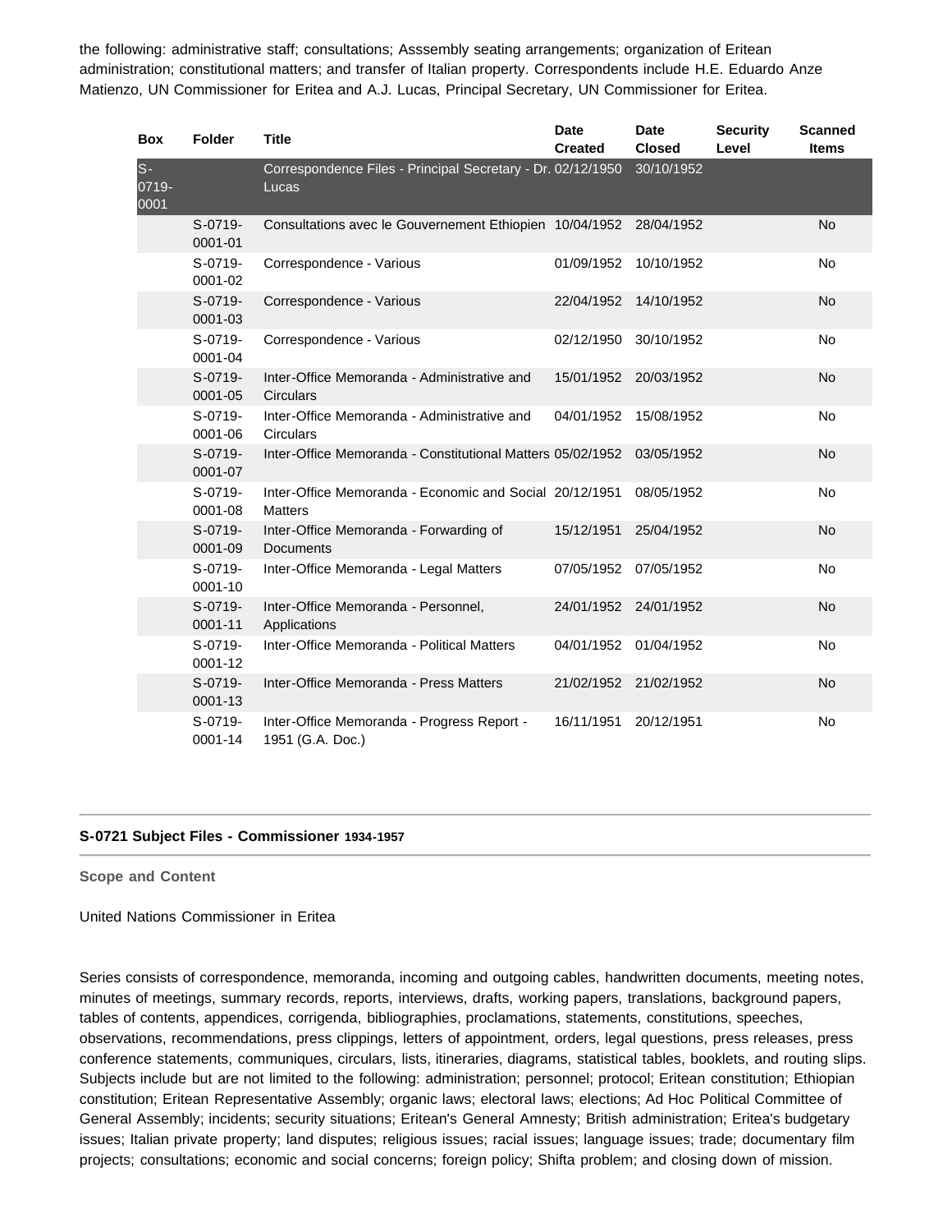the following: administrative staff; consultations; Asssembly seating arrangements; organization of Eritean administration; constitutional matters; and transfer of Italian property. Correspondents include H.E. Eduardo Anze Matienzo, UN Commissioner for Eritea and A.J. Lucas, Principal Secretary, UN Commissioner for Eritea.

| Box | Folder | Title | Date Created | Date Closed | Security Level | Scanned Items |
|---|---|---|---|---|---|---|
| S-0719-0001 | | Correspondence Files - Principal Secretary - Dr. Lucas | 02/12/1950 | 30/10/1952 | | |
| | S-0719-0001-01 | Consultations avec le Gouvernement Ethiopien | 10/04/1952 | 28/04/1952 | | No |
| | S-0719-0001-02 | Correspondence - Various | 01/09/1952 | 10/10/1952 | | No |
| | S-0719-0001-03 | Correspondence - Various | 22/04/1952 | 14/10/1952 | | No |
| | S-0719-0001-04 | Correspondence - Various | 02/12/1950 | 30/10/1952 | | No |
| | S-0719-0001-05 | Inter-Office Memoranda - Administrative and Circulars | 15/01/1952 | 20/03/1952 | | No |
| | S-0719-0001-06 | Inter-Office Memoranda - Administrative and Circulars | 04/01/1952 | 15/08/1952 | | No |
| | S-0719-0001-07 | Inter-Office Memoranda - Constitutional Matters | 05/02/1952 | 03/05/1952 | | No |
| | S-0719-0001-08 | Inter-Office Memoranda - Economic and Social Matters | 20/12/1951 | 08/05/1952 | | No |
| | S-0719-0001-09 | Inter-Office Memoranda - Forwarding of Documents | 15/12/1951 | 25/04/1952 | | No |
| | S-0719-0001-10 | Inter-Office Memoranda - Legal Matters | 07/05/1952 | 07/05/1952 | | No |
| | S-0719-0001-11 | Inter-Office Memoranda - Personnel, Applications | 24/01/1952 | 24/01/1952 | | No |
| | S-0719-0001-12 | Inter-Office Memoranda - Political Matters | 04/01/1952 | 01/04/1952 | | No |
| | S-0719-0001-13 | Inter-Office Memoranda - Press Matters | 21/02/1952 | 21/02/1952 | | No |
| | S-0719-0001-14 | Inter-Office Memoranda - Progress Report - 1951 (G.A. Doc.) | 16/11/1951 | 20/12/1951 | | No |

## S-0721 Subject Files - Commissioner 1934-1957

### Scope and Content

United Nations Commissioner in Eritea

Series consists of correspondence, memoranda, incoming and outgoing cables, handwritten documents, meeting notes, minutes of meetings, summary records, reports, interviews, drafts, working papers, translations, background papers, tables of contents, appendices, corrigenda, bibliographies, proclamations, statements, constitutions, speeches, observations, recommendations, press clippings, letters of appointment, orders, legal questions, press releases, press conference statements, communiques, circulars, lists, itineraries, diagrams, statistical tables, booklets, and routing slips. Subjects include but are not limited to the following: administration; personnel; protocol; Eritean constitution; Ethiopian constitution; Eritean Representative Assembly; organic laws; electoral laws; elections; Ad Hoc Political Committee of General Assembly; incidents; security situations; Eritean's General Amnesty; British administration; Eritea's budgetary issues; Italian private property; land disputes; religious issues; racial issues; language issues; trade; documentary film projects; consultations; economic and social concerns; foreign policy; Shifta problem; and closing down of mission.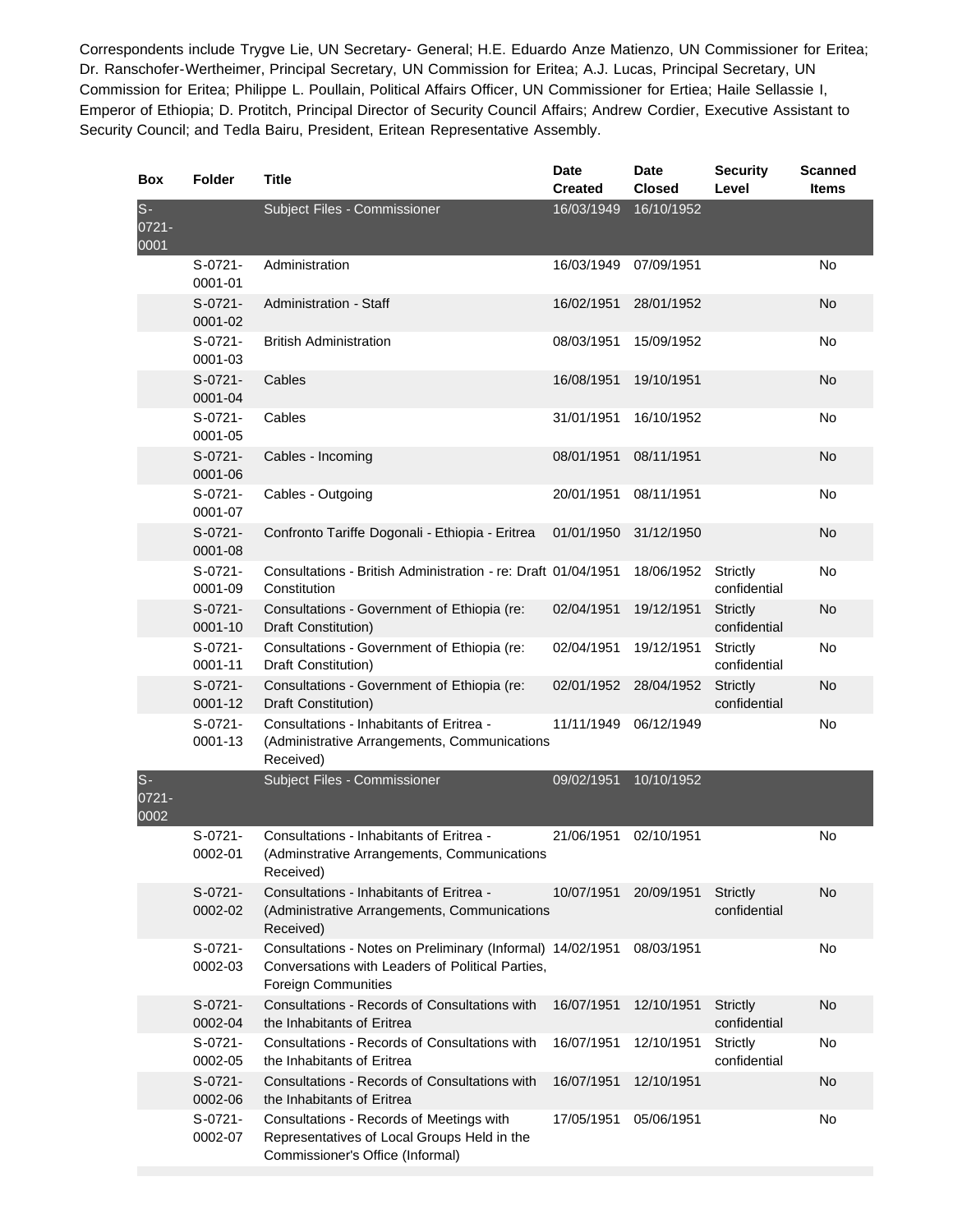Correspondents include Trygve Lie, UN Secretary- General; H.E. Eduardo Anze Matienzo, UN Commissioner for Eritea; Dr. Ranschofer-Wertheimer, Principal Secretary, UN Commission for Eritea; A.J. Lucas, Principal Secretary, UN Commission for Eritea; Philippe L. Poullain, Political Affairs Officer, UN Commissioner for Ertiea; Haile Sellassie I, Emperor of Ethiopia; D. Protitch, Principal Director of Security Council Affairs; Andrew Cordier, Executive Assistant to Security Council; and Tedla Bairu, President, Eritean Representative Assembly.

| Box | Folder | Title | Date Created | Date Closed | Security Level | Scanned Items |
|---|---|---|---|---|---|---|
| S-0721-0001 | | Subject Files - Commissioner | 16/03/1949 | 16/10/1952 | | |
| | S-0721-0001-01 | Administration | 16/03/1949 | 07/09/1951 | | No |
| | S-0721-0001-02 | Administration - Staff | 16/02/1951 | 28/01/1952 | | No |
| | S-0721-0001-03 | British Administration | 08/03/1951 | 15/09/1952 | | No |
| | S-0721-0001-04 | Cables | 16/08/1951 | 19/10/1951 | | No |
| | S-0721-0001-05 | Cables | 31/01/1951 | 16/10/1952 | | No |
| | S-0721-0001-06 | Cables - Incoming | 08/01/1951 | 08/11/1951 | | No |
| | S-0721-0001-07 | Cables - Outgoing | 20/01/1951 | 08/11/1951 | | No |
| | S-0721-0001-08 | Confronto Tariffe Dogonali - Ethiopia - Eritrea | 01/01/1950 | 31/12/1950 | | No |
| | S-0721-0001-09 | Consultations - British Administration - re: Draft Constitution | 01/04/1951 | 18/06/1952 | Strictly confidential | No |
| | S-0721-0001-10 | Consultations - Government of Ethiopia (re: Draft Constitution) | 02/04/1951 | 19/12/1951 | Strictly confidential | No |
| | S-0721-0001-11 | Consultations - Government of Ethiopia (re: Draft Constitution) | 02/04/1951 | 19/12/1951 | Strictly confidential | No |
| | S-0721-0001-12 | Consultations - Government of Ethiopia (re: Draft Constitution) | 02/01/1952 | 28/04/1952 | Strictly confidential | No |
| | S-0721-0001-13 | Consultations - Inhabitants of Eritrea - (Administrative Arrangements, Communications Received) | 11/11/1949 | 06/12/1949 | | No |
| S-0721-0002 | | Subject Files - Commissioner | 09/02/1951 | 10/10/1952 | | |
| | S-0721-0002-01 | Consultations - Inhabitants of Eritrea - (Adminstrative Arrangements, Communications Received) | 21/06/1951 | 02/10/1951 | | No |
| | S-0721-0002-02 | Consultations - Inhabitants of Eritrea - (Administrative Arrangements, Communications Received) | 10/07/1951 | 20/09/1951 | Strictly confidential | No |
| | S-0721-0002-03 | Consultations - Notes on Preliminary (Informal) Conversations with Leaders of Political Parties, Foreign Communities | 14/02/1951 | 08/03/1951 | | No |
| | S-0721-0002-04 | Consultations - Records of Consultations with the Inhabitants of Eritrea | 16/07/1951 | 12/10/1951 | Strictly confidential | No |
| | S-0721-0002-05 | Consultations - Records of Consultations with the Inhabitants of Eritrea | 16/07/1951 | 12/10/1951 | Strictly confidential | No |
| | S-0721-0002-06 | Consultations - Records of Consultations with the Inhabitants of Eritrea | 16/07/1951 | 12/10/1951 | | No |
| | S-0721-0002-07 | Consultations - Records of Meetings with Representatives of Local Groups Held in the Commissioner's Office (Informal) | 17/05/1951 | 05/06/1951 | | No |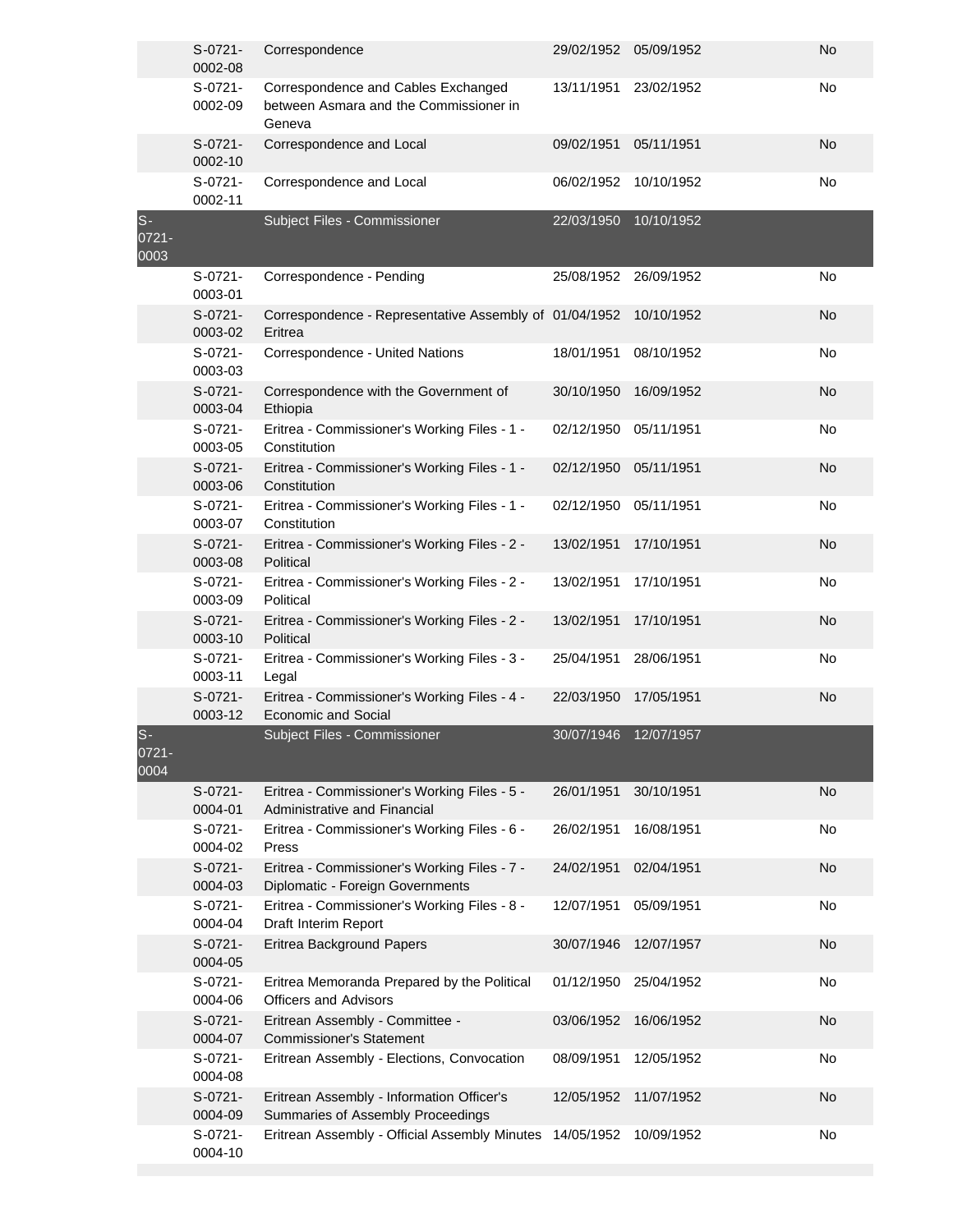| | | | | | |
|---|---|---|---|---|---|
| | S-0721-0002-08 | Correspondence | 29/02/1952 | 05/09/1952 | No |
| | S-0721-0002-09 | Correspondence and Cables Exchanged between Asmara and the Commissioner in Geneva | 13/11/1951 | 23/02/1952 | No |
| | S-0721-0002-10 | Correspondence and Local | 09/02/1951 | 05/11/1951 | No |
| | S-0721-0002-11 | Correspondence and Local | 06/02/1952 | 10/10/1952 | No |
| S-0721-0003 | | Subject Files - Commissioner | 22/03/1950 | 10/10/1952 | |
| | S-0721-0003-01 | Correspondence - Pending | 25/08/1952 | 26/09/1952 | No |
| | S-0721-0003-02 | Correspondence - Representative Assembly of Eritrea | 01/04/1952 | 10/10/1952 | No |
| | S-0721-0003-03 | Correspondence - United Nations | 18/01/1951 | 08/10/1952 | No |
| | S-0721-0003-04 | Correspondence with the Government of Ethiopia | 30/10/1950 | 16/09/1952 | No |
| | S-0721-0003-05 | Eritrea - Commissioner's Working Files - 1 - Constitution | 02/12/1950 | 05/11/1951 | No |
| | S-0721-0003-06 | Eritrea - Commissioner's Working Files - 1 - Constitution | 02/12/1950 | 05/11/1951 | No |
| | S-0721-0003-07 | Eritrea - Commissioner's Working Files - 1 - Constitution | 02/12/1950 | 05/11/1951 | No |
| | S-0721-0003-08 | Eritrea - Commissioner's Working Files - 2 - Political | 13/02/1951 | 17/10/1951 | No |
| | S-0721-0003-09 | Eritrea - Commissioner's Working Files - 2 - Political | 13/02/1951 | 17/10/1951 | No |
| | S-0721-0003-10 | Eritrea - Commissioner's Working Files - 2 - Political | 13/02/1951 | 17/10/1951 | No |
| | S-0721-0003-11 | Eritrea - Commissioner's Working Files - 3 - Legal | 25/04/1951 | 28/06/1951 | No |
| | S-0721-0003-12 | Eritrea - Commissioner's Working Files - 4 - Economic and Social | 22/03/1950 | 17/05/1951 | No |
| S-0721-0004 | | Subject Files - Commissioner | 30/07/1946 | 12/07/1957 | |
| | S-0721-0004-01 | Eritrea - Commissioner's Working Files - 5 - Administrative and Financial | 26/01/1951 | 30/10/1951 | No |
| | S-0721-0004-02 | Eritrea - Commissioner's Working Files - 6 - Press | 26/02/1951 | 16/08/1951 | No |
| | S-0721-0004-03 | Eritrea - Commissioner's Working Files - 7 - Diplomatic - Foreign Governments | 24/02/1951 | 02/04/1951 | No |
| | S-0721-0004-04 | Eritrea - Commissioner's Working Files - 8 - Draft Interim Report | 12/07/1951 | 05/09/1951 | No |
| | S-0721-0004-05 | Eritrea Background Papers | 30/07/1946 | 12/07/1957 | No |
| | S-0721-0004-06 | Eritrea Memoranda Prepared by the Political Officers and Advisors | 01/12/1950 | 25/04/1952 | No |
| | S-0721-0004-07 | Eritrean Assembly - Committee - Commissioner's Statement | 03/06/1952 | 16/06/1952 | No |
| | S-0721-0004-08 | Eritrean Assembly - Elections, Convocation | 08/09/1951 | 12/05/1952 | No |
| | S-0721-0004-09 | Eritrean Assembly - Information Officer's Summaries of Assembly Proceedings | 12/05/1952 | 11/07/1952 | No |
| | S-0721-0004-10 | Eritrean Assembly - Official Assembly Minutes | 14/05/1952 | 10/09/1952 | No |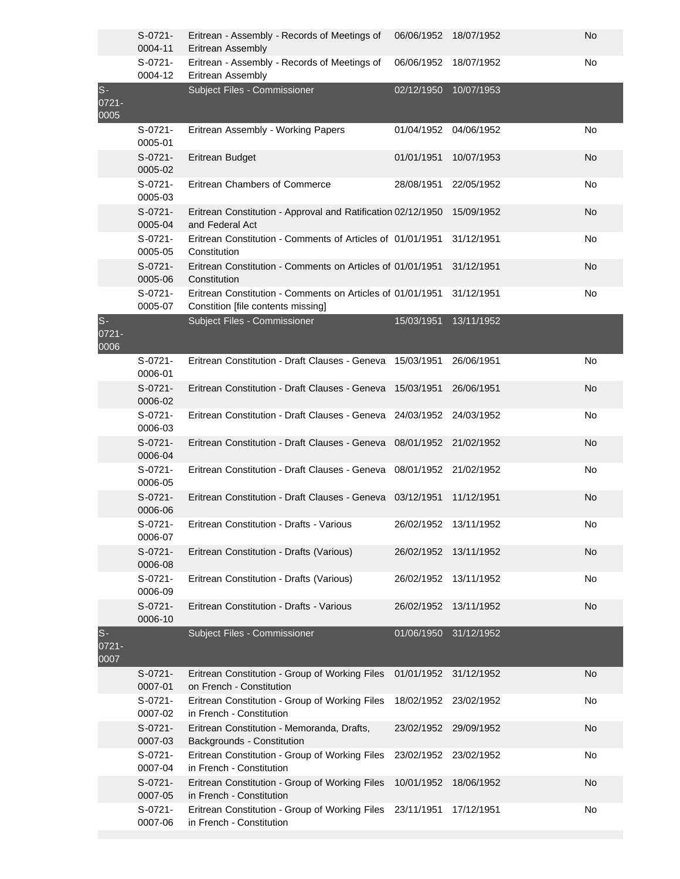| | | | | | |
|---|---|---|---|---|---|
| | S-0721-0004-11 | Eritrean - Assembly - Records of Meetings of Eritrean Assembly | 06/06/1952 | 18/07/1952 | No |
| | S-0721-0004-12 | Eritrean - Assembly - Records of Meetings of Eritrean Assembly | 06/06/1952 | 18/07/1952 | No |
| S-0721-0005 | | Subject Files - Commissioner | 02/12/1950 | 10/07/1953 | |
| | S-0721-0005-01 | Eritrean Assembly - Working Papers | 01/04/1952 | 04/06/1952 | No |
| | S-0721-0005-02 | Eritrean Budget | 01/01/1951 | 10/07/1953 | No |
| | S-0721-0005-03 | Eritrean Chambers of Commerce | 28/08/1951 | 22/05/1952 | No |
| | S-0721-0005-04 | Eritrean Constitution - Approval and Ratification and Federal Act | 02/12/1950 | 15/09/1952 | No |
| | S-0721-0005-05 | Eritrean Constitution - Comments of Articles of Constitution | 01/01/1951 | 31/12/1951 | No |
| | S-0721-0005-06 | Eritrean Constitution - Comments on Articles of Constitution | 01/01/1951 | 31/12/1951 | No |
| | S-0721-0005-07 | Eritrean Constitution - Comments on Articles of Constition [file contents missing] | 01/01/1951 | 31/12/1951 | No |
| S-0721-0006 | | Subject Files - Commissioner | 15/03/1951 | 13/11/1952 | |
| | S-0721-0006-01 | Eritrean Constitution - Draft Clauses - Geneva | 15/03/1951 | 26/06/1951 | No |
| | S-0721-0006-02 | Eritrean Constitution - Draft Clauses - Geneva | 15/03/1951 | 26/06/1951 | No |
| | S-0721-0006-03 | Eritrean Constitution - Draft Clauses - Geneva | 24/03/1952 | 24/03/1952 | No |
| | S-0721-0006-04 | Eritrean Constitution - Draft Clauses - Geneva | 08/01/1952 | 21/02/1952 | No |
| | S-0721-0006-05 | Eritrean Constitution - Draft Clauses - Geneva | 08/01/1952 | 21/02/1952 | No |
| | S-0721-0006-06 | Eritrean Constitution - Draft Clauses - Geneva | 03/12/1951 | 11/12/1951 | No |
| | S-0721-0006-07 | Eritrean Constitution - Drafts - Various | 26/02/1952 | 13/11/1952 | No |
| | S-0721-0006-08 | Eritrean Constitution - Drafts (Various) | 26/02/1952 | 13/11/1952 | No |
| | S-0721-0006-09 | Eritrean Constitution - Drafts (Various) | 26/02/1952 | 13/11/1952 | No |
| | S-0721-0006-10 | Eritrean Constitution - Drafts - Various | 26/02/1952 | 13/11/1952 | No |
| S-0721-0007 | | Subject Files - Commissioner | 01/06/1950 | 31/12/1952 | |
| | S-0721-0007-01 | Eritrean Constitution - Group of Working Files on French - Constitution | 01/01/1952 | 31/12/1952 | No |
| | S-0721-0007-02 | Eritrean Constitution - Group of Working Files in French - Constitution | 18/02/1952 | 23/02/1952 | No |
| | S-0721-0007-03 | Eritrean Constitution - Memoranda, Drafts, Backgrounds - Constitution | 23/02/1952 | 29/09/1952 | No |
| | S-0721-0007-04 | Eritrean Constitution - Group of Working Files in French - Constitution | 23/02/1952 | 23/02/1952 | No |
| | S-0721-0007-05 | Eritrean Constitution - Group of Working Files in French - Constitution | 10/01/1952 | 18/06/1952 | No |
| | S-0721-0007-06 | Eritrean Constitution - Group of Working Files in French - Constitution | 23/11/1951 | 17/12/1951 | No |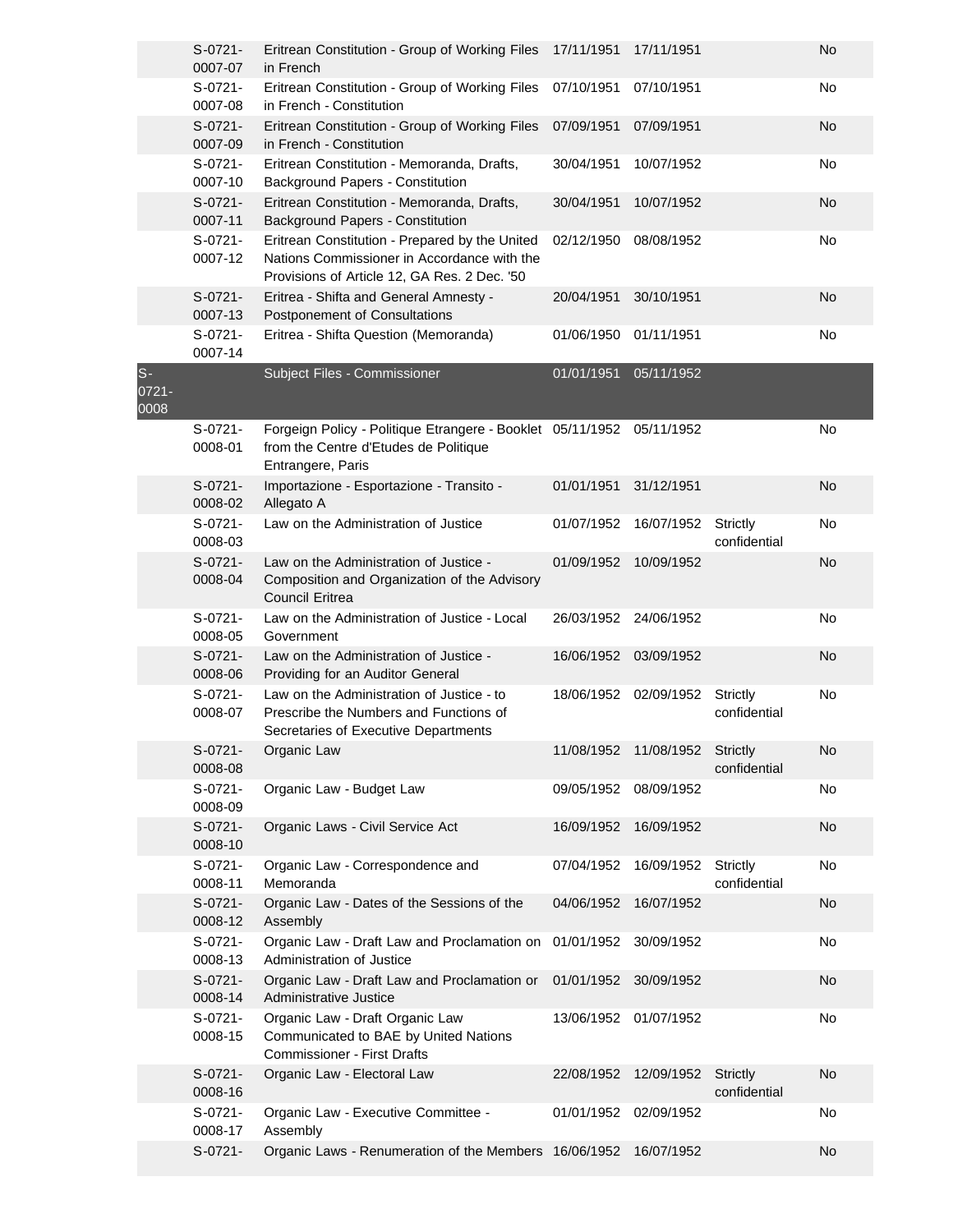| | | | | | | |
|---|---|---|---|---|---|---|
| | S-0721-0007-07 | Eritrean Constitution - Group of Working Files in French | 17/11/1951 | 17/11/1951 | | No |
| | S-0721-0007-08 | Eritrean Constitution - Group of Working Files in French - Constitution | 07/10/1951 | 07/10/1951 | | No |
| | S-0721-0007-09 | Eritrean Constitution - Group of Working Files in French - Constitution | 07/09/1951 | 07/09/1951 | | No |
| | S-0721-0007-10 | Eritrean Constitution - Memoranda, Drafts, Background Papers - Constitution | 30/04/1951 | 10/07/1952 | | No |
| | S-0721-0007-11 | Eritrean Constitution - Memoranda, Drafts, Background Papers - Constitution | 30/04/1951 | 10/07/1952 | | No |
| | S-0721-0007-12 | Eritrean Constitution - Prepared by the United Nations Commissioner in Accordance with the Provisions of Article 12, GA Res. 2 Dec. '50 | 02/12/1950 | 08/08/1952 | | No |
| | S-0721-0007-13 | Eritrea - Shifta and General Amnesty - Postponement of Consultations | 20/04/1951 | 30/10/1951 | | No |
| | S-0721-0007-14 | Eritrea - Shifta Question (Memoranda) | 01/06/1950 | 01/11/1951 | | No |
| S-0721-0008 | | Subject Files - Commissioner | 01/01/1951 | 05/11/1952 | | |
| | S-0721-0008-01 | Forgeign Policy - Politique Etrangere - Booklet from the Centre d'Etudes de Politique Entrangere, Paris | 05/11/1952 | 05/11/1952 | | No |
| | S-0721-0008-02 | Importazione - Esportazione - Transito - Allegato A | 01/01/1951 | 31/12/1951 | | No |
| | S-0721-0008-03 | Law on the Administration of Justice | 01/07/1952 | 16/07/1952 | Strictly confidential | No |
| | S-0721-0008-04 | Law on the Administration of Justice - Composition and Organization of the Advisory Council Eritrea | 01/09/1952 | 10/09/1952 | | No |
| | S-0721-0008-05 | Law on the Administration of Justice - Local Government | 26/03/1952 | 24/06/1952 | | No |
| | S-0721-0008-06 | Law on the Administration of Justice - Providing for an Auditor General | 16/06/1952 | 03/09/1952 | | No |
| | S-0721-0008-07 | Law on the Administration of Justice - to Prescribe the Numbers and Functions of Secretaries of Executive Departments | 18/06/1952 | 02/09/1952 | Strictly confidential | No |
| | S-0721-0008-08 | Organic Law | 11/08/1952 | 11/08/1952 | Strictly confidential | No |
| | S-0721-0008-09 | Organic Law - Budget Law | 09/05/1952 | 08/09/1952 | | No |
| | S-0721-0008-10 | Organic Laws - Civil Service Act | 16/09/1952 | 16/09/1952 | | No |
| | S-0721-0008-11 | Organic Law - Correspondence and Memoranda | 07/04/1952 | 16/09/1952 | Strictly confidential | No |
| | S-0721-0008-12 | Organic Law - Dates of the Sessions of the Assembly | 04/06/1952 | 16/07/1952 | | No |
| | S-0721-0008-13 | Organic Law - Draft Law and Proclamation on Administration of Justice | 01/01/1952 | 30/09/1952 | | No |
| | S-0721-0008-14 | Organic Law - Draft Law and Proclamation or Administrative Justice | 01/01/1952 | 30/09/1952 | | No |
| | S-0721-0008-15 | Organic Law - Draft Organic Law Communicated to BAE by United Nations Commissioner - First Drafts | 13/06/1952 | 01/07/1952 | | No |
| | S-0721-0008-16 | Organic Law - Electoral Law | 22/08/1952 | 12/09/1952 | Strictly confidential | No |
| | S-0721-0008-17 | Organic Law - Executive Committee - Assembly | 01/01/1952 | 02/09/1952 | | No |
| | S-0721- | Organic Laws - Renumeration of the Members | 16/06/1952 | 16/07/1952 | | No |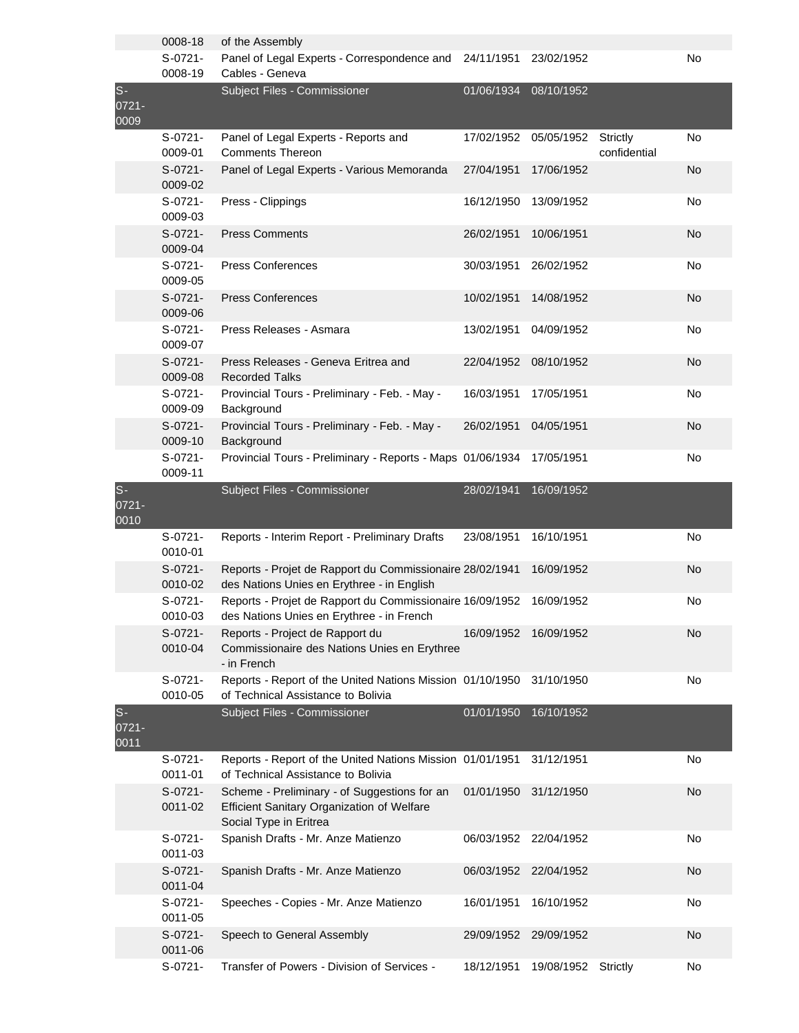| | | | | | | |
|---|---|---|---|---|---|---|
| | 0008-18 | of the Assembly | | | | |
| | S-0721-0008-19 | Panel of Legal Experts - Correspondence and Cables - Geneva | 24/11/1951 | 23/02/1952 | | No |
| S-0721-0009 | | Subject Files - Commissioner | 01/06/1934 | 08/10/1952 | | |
| | S-0721-0009-01 | Panel of Legal Experts - Reports and Comments Thereon | 17/02/1952 | 05/05/1952 | Strictly confidential | No |
| | S-0721-0009-02 | Panel of Legal Experts - Various Memoranda | 27/04/1951 | 17/06/1952 | | No |
| | S-0721-0009-03 | Press - Clippings | 16/12/1950 | 13/09/1952 | | No |
| | S-0721-0009-04 | Press Comments | 26/02/1951 | 10/06/1951 | | No |
| | S-0721-0009-05 | Press Conferences | 30/03/1951 | 26/02/1952 | | No |
| | S-0721-0009-06 | Press Conferences | 10/02/1951 | 14/08/1952 | | No |
| | S-0721-0009-07 | Press Releases - Asmara | 13/02/1951 | 04/09/1952 | | No |
| | S-0721-0009-08 | Press Releases - Geneva Eritrea and Recorded Talks | 22/04/1952 | 08/10/1952 | | No |
| | S-0721-0009-09 | Provincial Tours - Preliminary - Feb. - May - Background | 16/03/1951 | 17/05/1951 | | No |
| | S-0721-0009-10 | Provincial Tours - Preliminary - Feb. - May - Background | 26/02/1951 | 04/05/1951 | | No |
| | S-0721-0009-11 | Provincial Tours - Preliminary - Reports - Maps | 01/06/1934 | 17/05/1951 | | No |
| S-0721-0010 | | Subject Files - Commissioner | 28/02/1941 | 16/09/1952 | | |
| | S-0721-0010-01 | Reports - Interim Report - Preliminary Drafts | 23/08/1951 | 16/10/1951 | | No |
| | S-0721-0010-02 | Reports - Projet de Rapport du Commissionaire des Nations Unies en Erythree - in English | 28/02/1941 | 16/09/1952 | | No |
| | S-0721-0010-03 | Reports - Projet de Rapport du Commissionaire des Nations Unies en Erythree - in French | 16/09/1952 | 16/09/1952 | | No |
| | S-0721-0010-04 | Reports - Project de Rapport du Commissionaire des Nations Unies en Erythree - in French | 16/09/1952 | 16/09/1952 | | No |
| | S-0721-0010-05 | Reports - Report of the United Nations Mission of Technical Assistance to Bolivia | 01/10/1950 | 31/10/1950 | | No |
| S-0721-0011 | | Subject Files - Commissioner | 01/01/1950 | 16/10/1952 | | |
| | S-0721-0011-01 | Reports - Report of the United Nations Mission of Technical Assistance to Bolivia | 01/01/1951 | 31/12/1951 | | No |
| | S-0721-0011-02 | Scheme - Preliminary - of Suggestions for an Efficient Sanitary Organization of Welfare Social Type in Eritrea | 01/01/1950 | 31/12/1950 | | No |
| | S-0721-0011-03 | Spanish Drafts - Mr. Anze Matienzo | 06/03/1952 | 22/04/1952 | | No |
| | S-0721-0011-04 | Spanish Drafts - Mr. Anze Matienzo | 06/03/1952 | 22/04/1952 | | No |
| | S-0721-0011-05 | Speeches - Copies - Mr. Anze Matienzo | 16/01/1951 | 16/10/1952 | | No |
| | S-0721-0011-06 | Speech to General Assembly | 29/09/1952 | 29/09/1952 | | No |
| | S-0721- | Transfer of Powers - Division of Services - | 18/12/1951 | 19/08/1952 | Strictly | No |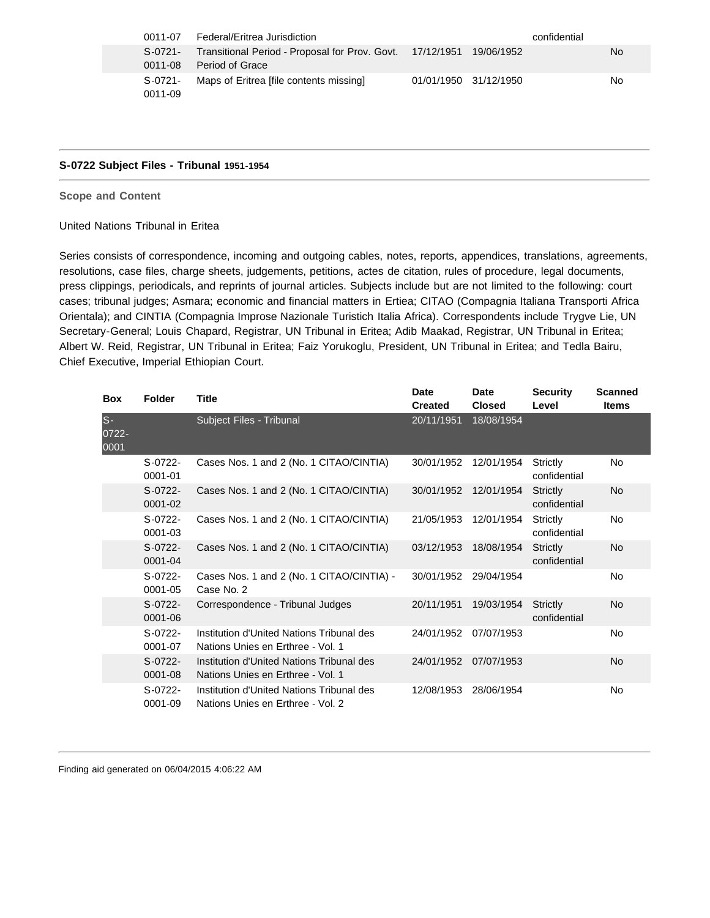| | | | | | | |
|---|---|---|---|---|---|---|
| | 0011-07 | Federal/Eritrea Jurisdiction | | | confidential | |
| | S-0721-0011-08 | Transitional Period - Proposal for Prov. Govt. Period of Grace | 17/12/1951 | 19/06/1952 | | No |
| | S-0721-0011-09 | Maps of Eritrea [file contents missing] | 01/01/1950 | 31/12/1950 | | No |

## S-0722 Subject Files - Tribunal 1951-1954

**Scope and Content**

United Nations Tribunal in Eritea

Series consists of correspondence, incoming and outgoing cables, notes, reports, appendices, translations, agreements, resolutions, case files, charge sheets, judgements, petitions, actes de citation, rules of procedure, legal documents, press clippings, periodicals, and reprints of journal articles. Subjects include but are not limited to the following: court cases; tribunal judges; Asmara; economic and financial matters in Ertiea; CITAO (Compagnia Italiana Transporti Africa Orientala); and CINTIA (Compagnia Improse Nazionale Turistich Italia Africa). Correspondents include Trygve Lie, UN Secretary-General; Louis Chapard, Registrar, UN Tribunal in Eritea; Adib Maakad, Registrar, UN Tribunal in Eritea; Albert W. Reid, Registrar, UN Tribunal in Eritea; Faiz Yorukoglu, President, UN Tribunal in Eritea; and Tedla Bairu, Chief Executive, Imperial Ethiopian Court.

| Box | Folder | Title | Date Created | Date Closed | Security Level | Scanned Items |
|---|---|---|---|---|---|---|
| S-0722-0001 | | Subject Files - Tribunal | 20/11/1951 | 18/08/1954 | | |
| | S-0722-0001-01 | Cases Nos. 1 and 2 (No. 1 CITAO/CINTIA) | 30/01/1952 | 12/01/1954 | Strictly confidential | No |
| | S-0722-0001-02 | Cases Nos. 1 and 2 (No. 1 CITAO/CINTIA) | 30/01/1952 | 12/01/1954 | Strictly confidential | No |
| | S-0722-0001-03 | Cases Nos. 1 and 2 (No. 1 CITAO/CINTIA) | 21/05/1953 | 12/01/1954 | Strictly confidential | No |
| | S-0722-0001-04 | Cases Nos. 1 and 2 (No. 1 CITAO/CINTIA) | 03/12/1953 | 18/08/1954 | Strictly confidential | No |
| | S-0722-0001-05 | Cases Nos. 1 and 2 (No. 1 CITAO/CINTIA) - Case No. 2 | 30/01/1952 | 29/04/1954 | | No |
| | S-0722-0001-06 | Correspondence - Tribunal Judges | 20/11/1951 | 19/03/1954 | Strictly confidential | No |
| | S-0722-0001-07 | Institution d'United Nations Tribunal des Nations Unies en Erthree - Vol. 1 | 24/01/1952 | 07/07/1953 | | No |
| | S-0722-0001-08 | Institution d'United Nations Tribunal des Nations Unies en Erthree - Vol. 1 | 24/01/1952 | 07/07/1953 | | No |
| | S-0722-0001-09 | Institution d'United Nations Tribunal des Nations Unies en Erthree - Vol. 2 | 12/08/1953 | 28/06/1954 | | No |

Finding aid generated on 06/04/2015 4:06:22 AM